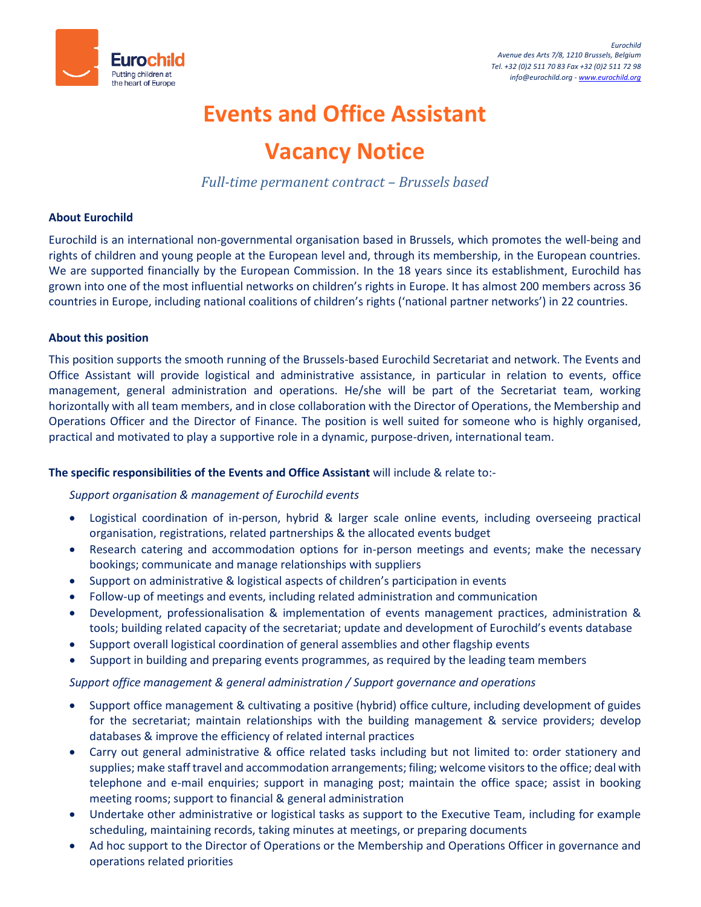Eurochild
Avenue des Arts 7/8, 1210 Brussels, Belgium
Tel. +32 (0)2 511 70 83 Fax +32 (0)2 511 72 98
info@eurochild.org - www.eurochild.org

# Events and Office Assistant

# Vacancy Notice

*Full-time permanent contract – Brussels based*

**About Eurochild**

Eurochild is an international non-governmental organisation based in Brussels, which promotes the well-being and rights of children and young people at the European level and, through its membership, in the European countries. We are supported financially by the European Commission. In the 18 years since its establishment, Eurochild has grown into one of the most influential networks on children's rights in Europe. It has almost 200 members across 36 countries in Europe, including national coalitions of children's rights ('national partner networks') in 22 countries.

**About this position**

This position supports the smooth running of the Brussels-based Eurochild Secretariat and network. The Events and Office Assistant will provide logistical and administrative assistance, in particular in relation to events, office management, general administration and operations. He/she will be part of the Secretariat team, working horizontally with all team members, and in close collaboration with the Director of Operations, the Membership and Operations Officer and the Director of Finance. The position is well suited for someone who is highly organised, practical and motivated to play a supportive role in a dynamic, purpose-driven, international team.

**The specific responsibilities of the Events and Office Assistant** will include & relate to:-

*Support organisation & management of Eurochild events*

- Logistical coordination of in-person, hybrid & larger scale online events, including overseeing practical organisation, registrations, related partnerships & the allocated events budget
- Research catering and accommodation options for in-person meetings and events; make the necessary bookings; communicate and manage relationships with suppliers
- Support on administrative & logistical aspects of children's participation in events
- Follow-up of meetings and events, including related administration and communication
- Development, professionalisation & implementation of events management practices, administration & tools; building related capacity of the secretariat; update and development of Eurochild's events database
- Support overall logistical coordination of general assemblies and other flagship events
- Support in building and preparing events programmes, as required by the leading team members

*Support office management & general administration / Support governance and operations*

- Support office management & cultivating a positive (hybrid) office culture, including development of guides for the secretariat; maintain relationships with the building management & service providers; develop databases & improve the efficiency of related internal practices
- Carry out general administrative & office related tasks including but not limited to: order stationery and supplies; make staff travel and accommodation arrangements; filing; welcome visitors to the office; deal with telephone and e-mail enquiries; support in managing post; maintain the office space; assist in booking meeting rooms; support to financial & general administration
- Undertake other administrative or logistical tasks as support to the Executive Team, including for example scheduling, maintaining records, taking minutes at meetings, or preparing documents
- Ad hoc support to the Director of Operations or the Membership and Operations Officer in governance and operations related priorities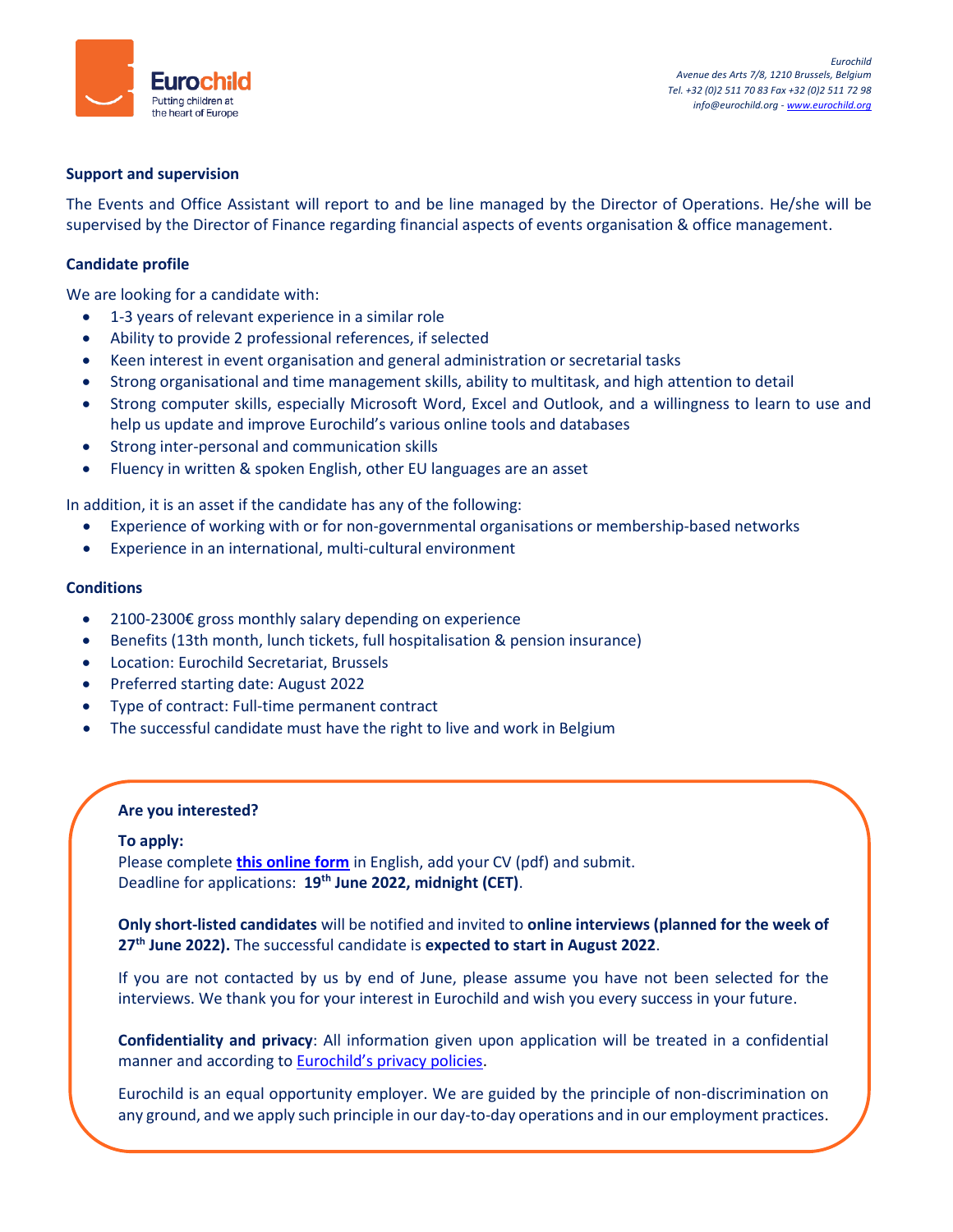**Support and supervision**

The Events and Office Assistant will report to and be line managed by the Director of Operations. He/she will be supervised by the Director of Finance regarding financial aspects of events organisation & office management.

**Candidate profile**

We are looking for a candidate with:

- 1-3 years of relevant experience in a similar role
- Ability to provide 2 professional references, if selected
- Keen interest in event organisation and general administration or secretarial tasks
- Strong organisational and time management skills, ability to multitask, and high attention to detail
- Strong computer skills, especially Microsoft Word, Excel and Outlook, and a willingness to learn to use and help us update and improve Eurochild's various online tools and databases
- Strong inter-personal and communication skills
- Fluency in written & spoken English, other EU languages are an asset

In addition, it is an asset if the candidate has any of the following:

- Experience of working with or for non-governmental organisations or membership-based networks
- Experience in an international, multi-cultural environment

**Conditions**

- 2100-2300€ gross monthly salary depending on experience
- Benefits (13th month, lunch tickets, full hospitalisation & pension insurance)
- Location: Eurochild Secretariat, Brussels
- Preferred starting date: August 2022
- Type of contract: Full-time permanent contract
- The successful candidate must have the right to live and work in Belgium

**Are you interested?**

**To apply:**
Please complete **this online form** in English, add your CV (pdf) and submit.
Deadline for applications: **19th June 2022, midnight (CET)**.

**Only short-listed candidates** will be notified and invited to **online interviews (planned for the week of 27th June 2022).** The successful candidate is **expected to start in August 2022**.

If you are not contacted by us by end of June, please assume you have not been selected for the interviews. We thank you for your interest in Eurochild and wish you every success in your future.

**Confidentiality and privacy**: All information given upon application will be treated in a confidential manner and according to Eurochild's privacy policies.

Eurochild is an equal opportunity employer. We are guided by the principle of non-discrimination on any ground, and we apply such principle in our day-to-day operations and in our employment practices.